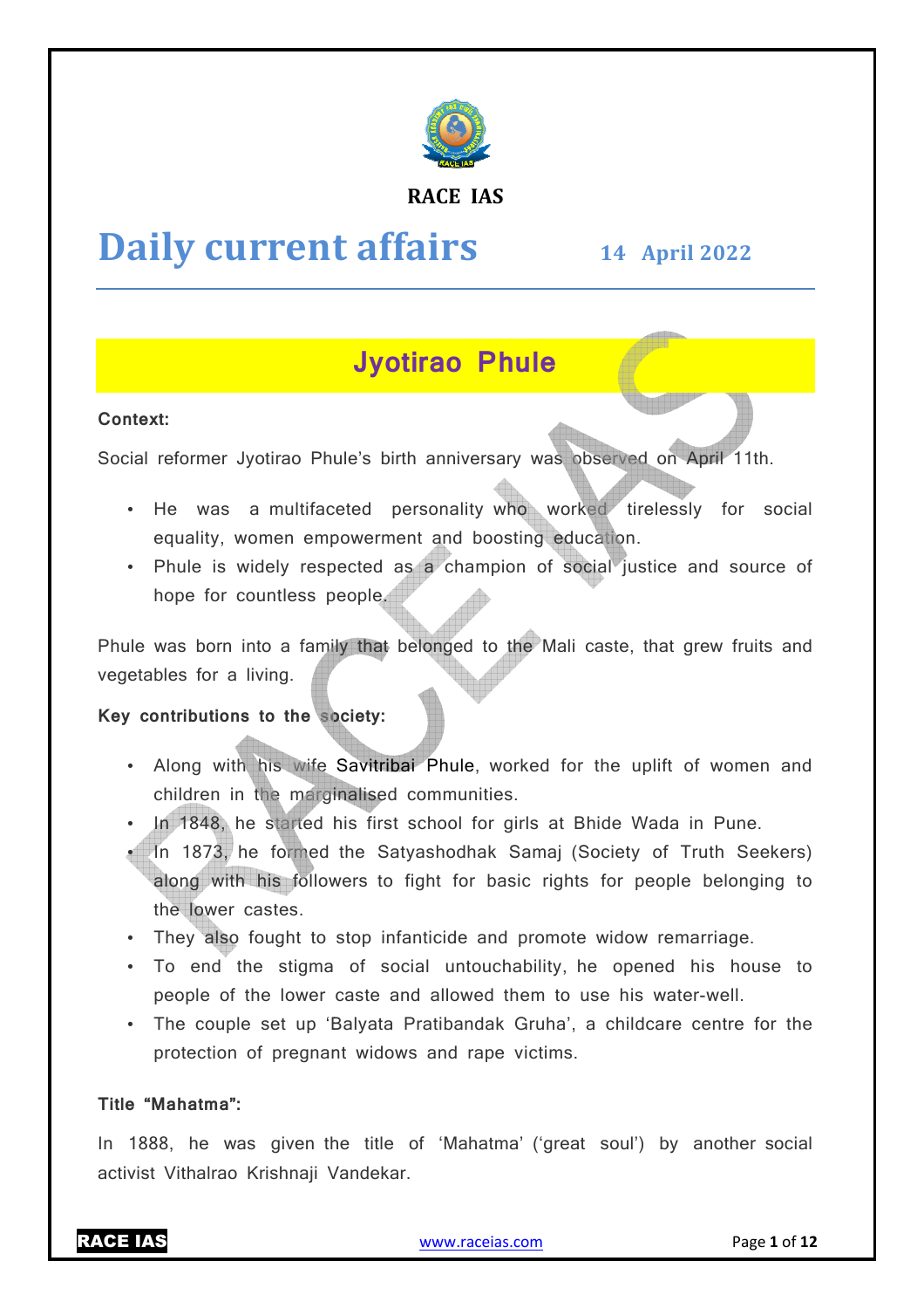RACE IAS

# Daily current affairs

**14 April 2022**

## Jyotirao Phule

**Context:**

Social reformer Jyotirao Phule's birth anniversary was observed on April 11th.

- He was a multifaceted personality who worked tirelessly for social equality, women empowerment and boosting education.
- Phule is widely respected as a champion of social justice and source of hope for countless people.

Phule was born into a family that belonged to the Mali caste, that grew fruits and vegetables for a living.

**Key contributions to the society:**

- Along with his wife Savitribai Phule, worked for the uplift of women and children in the marginalised communities.
- In 1848, he started his first school for girls at Bhide Wada in Pune.
- In 1873, he formed the Satyashodhak Samaj (Society of Truth Seekers) along with his followers to fight for basic rights for people belonging to the lower castes.
- They also fought to stop infanticide and promote widow remarriage.
- To end the stigma of social untouchability, he opened his house to people of the lower caste and allowed them to use his water-well.
- The couple set up 'Balyata Pratibandak Gruha', a childcare centre for the protection of pregnant widows and rape victims.

**Title "Mahatma":**

In 1888, he was given the title of 'Mahatma' ('great soul') by another social activist Vithalrao Krishnaji Vandekar.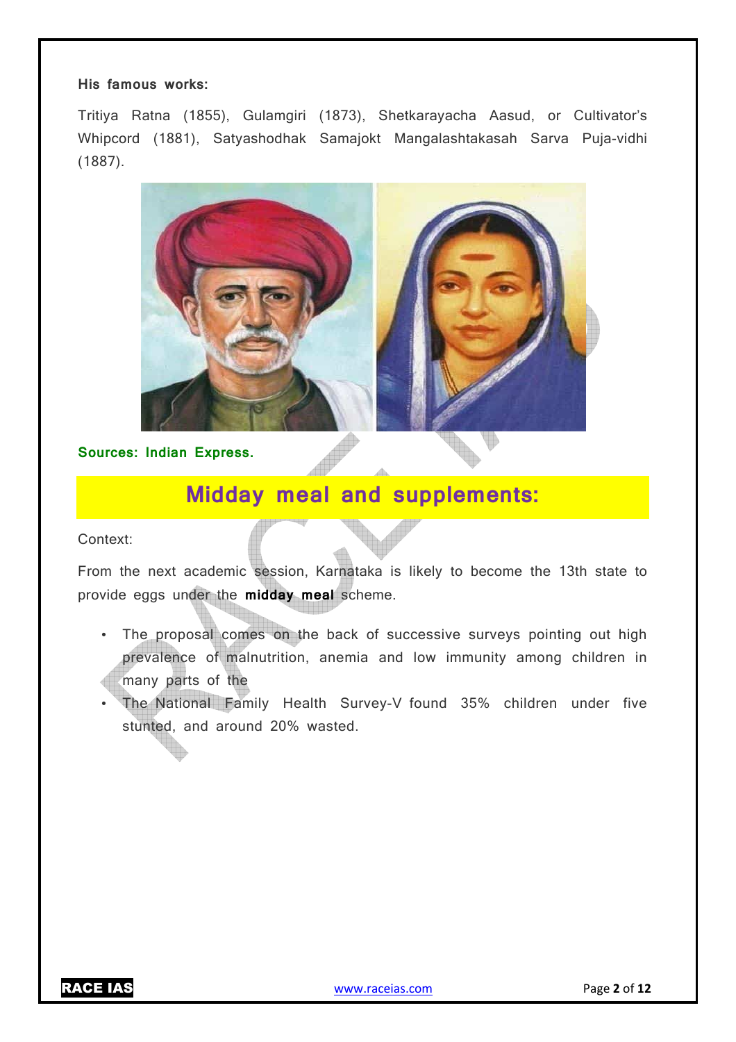**His famous works:**

Tritiya Ratna (1855), Gulamgiri (1873), Shetkarayacha Aasud, or Cultivator's Whipcord (1881), Satyashodhak Samajokt Mangalashtakasah Sarva Puja-vidhi (1887).

**Sources: Indian Express.**

## Midday meal and supplements:

Context:

From the next academic session, Karnataka is likely to become the 13th state to provide eggs under the **midday meal** scheme.

- The proposal comes on the back of successive surveys pointing out high prevalence of malnutrition, anemia and low immunity among children in many parts of the
- The National Family Health Survey-V found 35% children under five stunted, and around 20% wasted.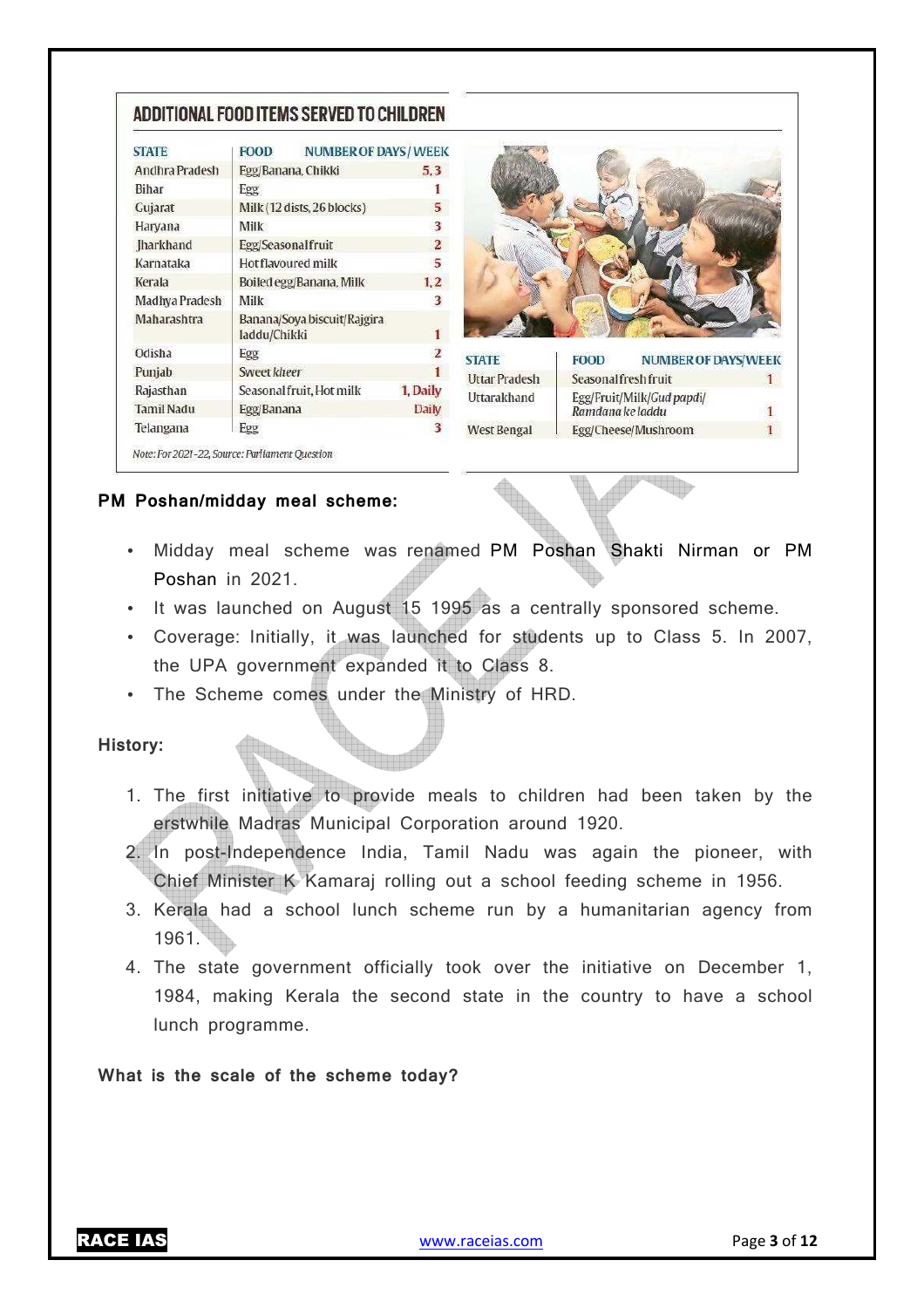## ADDITIONAL FOOD ITEMS SERVED TO CHILDREN

| STATE | FOOD | NUMBER OF DAYS / WEEK |
|---|---|---|
| Andhra Pradesh | Egg/Banana, Chikki | 5, 3 |
| Bihar | Egg | 1 |
| Gujarat | Milk (12 dists, 26 blocks) | 5 |
| Haryana | Milk | 3 |
| Jharkhand | Egg/Seasonal fruit | 2 |
| Karnataka | Hot flavoured milk | 5 |
| Kerala | Boiled egg/Banana, Milk | 1, 2 |
| Madhya Pradesh | Milk | 3 |
| Maharashtra | Banana/Soya biscuit/Rajgira laddu/Chikki | 1 |
| Odisha | Egg | 2 |
| Punjab | Sweet *kheer* | 1 |
| Rajasthan | Seasonal fruit, Hot milk | 1, Daily |
| Tamil Nadu | Egg/Banana | Daily |
| Telangana | Egg | 3 |
| Uttar Pradesh | Seasonal fresh fruit | 1 |
| Uttarakhand | Egg/Fruit/Milk/*Gud papdi/ Ramdana ke laddu* | 1 |
| West Bengal | Egg/Cheese/Mushroom | 1 |

*Note: For 2021-22, Source: Parliament Question*

**PM Poshan/midday meal scheme:**

- Midday meal scheme was renamed PM Poshan Shakti Nirman or PM Poshan in 2021.
- It was launched on August 15 1995 as a centrally sponsored scheme.
- Coverage: Initially, it was launched for students up to Class 5. In 2007, the UPA government expanded it to Class 8.
- The Scheme comes under the Ministry of HRD.

**History:**

1. The first initiative to provide meals to children had been taken by the erstwhile Madras Municipal Corporation around 1920.
2. In post-Independence India, Tamil Nadu was again the pioneer, with Chief Minister K Kamaraj rolling out a school feeding scheme in 1956.
3. Kerala had a school lunch scheme run by a humanitarian agency from 1961.
4. The state government officially took over the initiative on December 1, 1984, making Kerala the second state in the country to have a school lunch programme.

**What is the scale of the scheme today?**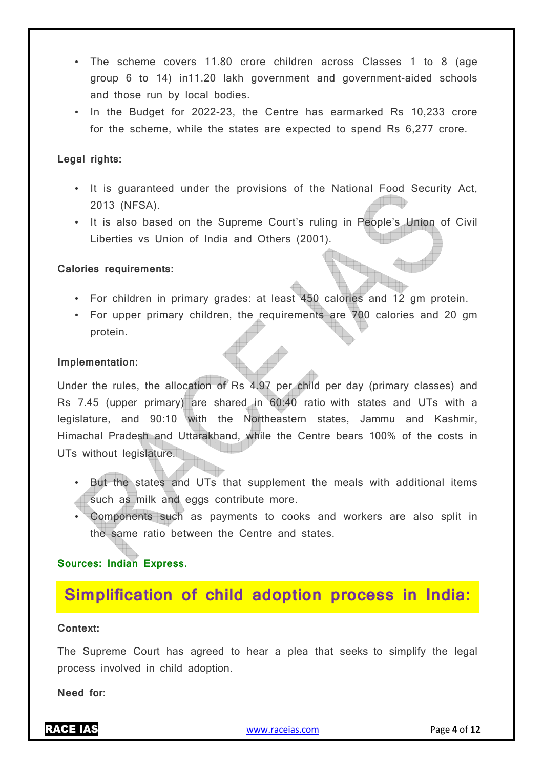- The scheme covers 11.80 crore children across Classes 1 to 8 (age group 6 to 14) in11.20 lakh government and government-aided schools and those run by local bodies.
- In the Budget for 2022-23, the Centre has earmarked Rs 10,233 crore for the scheme, while the states are expected to spend Rs 6,277 crore.

**Legal rights:**

- It is guaranteed under the provisions of the National Food Security Act, 2013 (NFSA).
- It is also based on the Supreme Court's ruling in People's Union of Civil Liberties vs Union of India and Others (2001).

**Calories requirements:**

- For children in primary grades: at least 450 calories and 12 gm protein.
- For upper primary children, the requirements are 700 calories and 20 gm protein.

**Implementation:**

Under the rules, the allocation of Rs 4.97 per child per day (primary classes) and Rs 7.45 (upper primary) are shared in 60:40 ratio with states and UTs with a legislature, and 90:10 with the Northeastern states, Jammu and Kashmir, Himachal Pradesh and Uttarakhand, while the Centre bears 100% of the costs in UTs without legislature.

- But the states and UTs that supplement the meals with additional items such as milk and eggs contribute more.
- Components such as payments to cooks and workers are also split in the same ratio between the Centre and states.

**Sources: Indian Express.**

## Simplification of child adoption process in India:

**Context:**

The Supreme Court has agreed to hear a plea that seeks to simplify the legal process involved in child adoption.

**Need for:**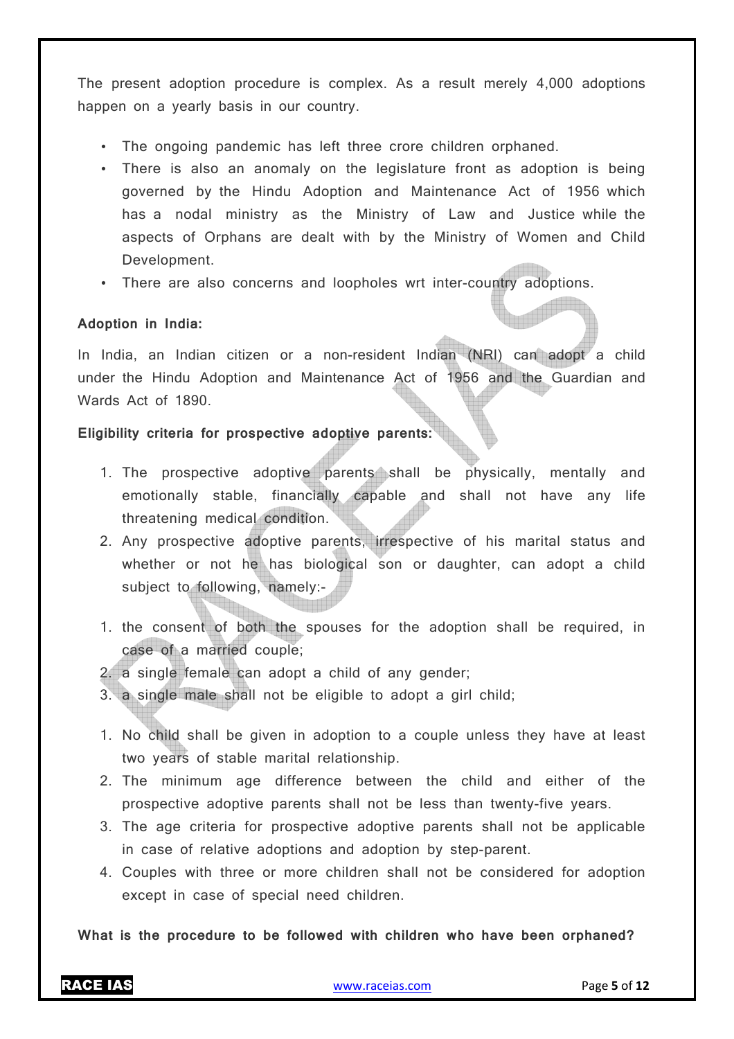The present adoption procedure is complex. As a result merely 4,000 adoptions happen on a yearly basis in our country.

- The ongoing pandemic has left three crore children orphaned.
- There is also an anomaly on the legislature front as adoption is being governed by the Hindu Adoption and Maintenance Act of 1956 which has a nodal ministry as the Ministry of Law and Justice while the aspects of Orphans are dealt with by the Ministry of Women and Child Development.
- There are also concerns and loopholes wrt inter-country adoptions.

**Adoption in India:**

In India, an Indian citizen or a non-resident Indian (NRI) can adopt a child under the Hindu Adoption and Maintenance Act of 1956 and the Guardian and Wards Act of 1890.

**Eligibility criteria for prospective adoptive parents:**

1. The prospective adoptive parents shall be physically, mentally and emotionally stable, financially capable and shall not have any life threatening medical condition.
2. Any prospective adoptive parents, irrespective of his marital status and whether or not he has biological son or daughter, can adopt a child subject to following, namely:-

1. the consent of both the spouses for the adoption shall be required, in case of a married couple;
2. a single female can adopt a child of any gender;
3. a single male shall not be eligible to adopt a girl child;

1. No child shall be given in adoption to a couple unless they have at least two years of stable marital relationship.
2. The minimum age difference between the child and either of the prospective adoptive parents shall not be less than twenty-five years.
3. The age criteria for prospective adoptive parents shall not be applicable in case of relative adoptions and adoption by step-parent.
4. Couples with three or more children shall not be considered for adoption except in case of special need children.

**What is the procedure to be followed with children who have been orphaned?**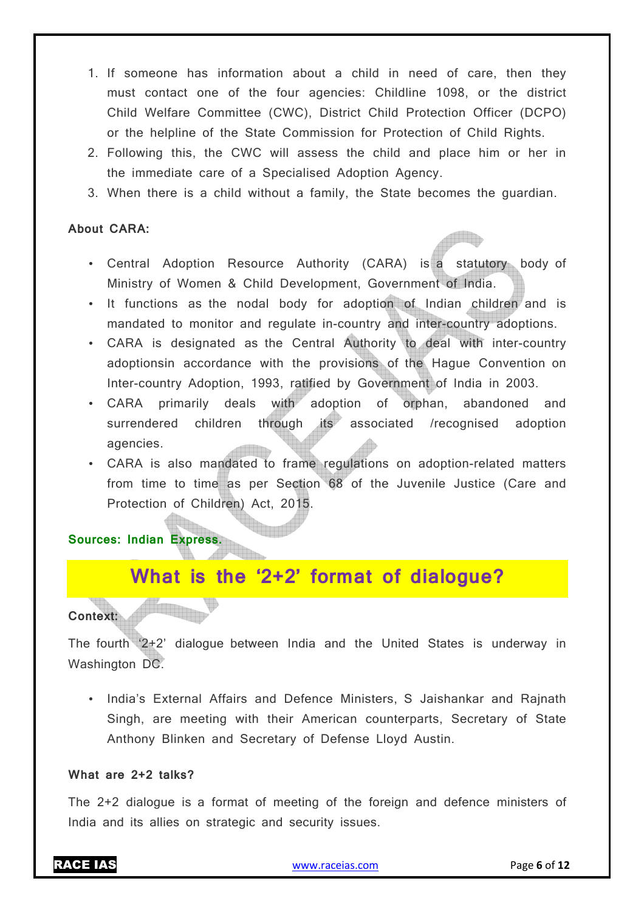1. If someone has information about a child in need of care, then they must contact one of the four agencies: Childline 1098, or the district Child Welfare Committee (CWC), District Child Protection Officer (DCPO) or the helpline of the State Commission for Protection of Child Rights.
2. Following this, the CWC will assess the child and place him or her in the immediate care of a Specialised Adoption Agency.
3. When there is a child without a family, the State becomes the guardian.

**About CARA:**

- Central Adoption Resource Authority (CARA) is a statutory body of Ministry of Women & Child Development, Government of India.
- It functions as the nodal body for adoption of Indian children and is mandated to monitor and regulate in-country and inter-country adoptions.
- CARA is designated as the Central Authority to deal with inter-country adoptionsin accordance with the provisions of the Hague Convention on Inter-country Adoption, 1993, ratified by Government of India in 2003.
- CARA primarily deals with adoption of orphan, abandoned and surrendered children through its associated /recognised adoption agencies.
- CARA is also mandated to frame regulations on adoption-related matters from time to time as per Section 68 of the Juvenile Justice (Care and Protection of Children) Act, 2015.

**Sources: Indian Express.**

# What is the '2+2' format of dialogue?

**Context:**

The fourth '2+2' dialogue between India and the United States is underway in Washington DC.

- India's External Affairs and Defence Ministers, S Jaishankar and Rajnath Singh, are meeting with their American counterparts, Secretary of State Anthony Blinken and Secretary of Defense Lloyd Austin.

**What are 2+2 talks?**

The 2+2 dialogue is a format of meeting of the foreign and defence ministers of India and its allies on strategic and security issues.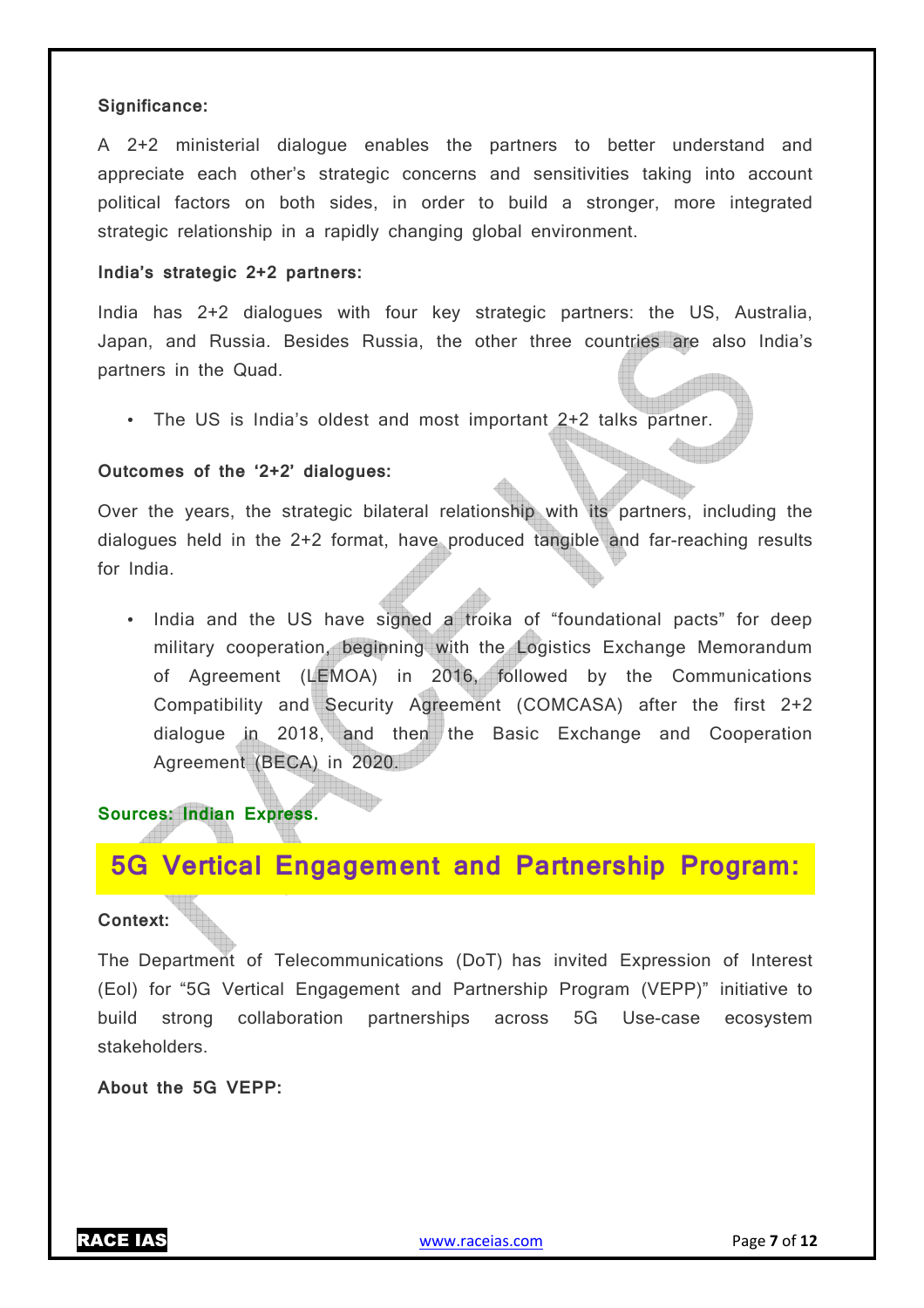**Significance:**

A 2+2 ministerial dialogue enables the partners to better understand and appreciate each other's strategic concerns and sensitivities taking into account political factors on both sides, in order to build a stronger, more integrated strategic relationship in a rapidly changing global environment.

**India's strategic 2+2 partners:**

India has 2+2 dialogues with four key strategic partners: the US, Australia, Japan, and Russia. Besides Russia, the other three countries are also India's partners in the Quad.

- The US is India's oldest and most important 2+2 talks partner.

**Outcomes of the '2+2' dialogues:**

Over the years, the strategic bilateral relationship with its partners, including the dialogues held in the 2+2 format, have produced tangible and far-reaching results for India.

- India and the US have signed a troika of "foundational pacts" for deep military cooperation, beginning with the Logistics Exchange Memorandum of Agreement (LEMOA) in 2016, followed by the Communications Compatibility and Security Agreement (COMCASA) after the first 2+2 dialogue in 2018, and then the Basic Exchange and Cooperation Agreement (BECA) in 2020.

**Sources: Indian Express.**

## 5G Vertical Engagement and Partnership Program:

**Context:**

The Department of Telecommunications (DoT) has invited Expression of Interest (EoI) for "5G Vertical Engagement and Partnership Program (VEPP)" initiative to build strong collaboration partnerships across 5G Use-case ecosystem stakeholders.

**About the 5G VEPP:**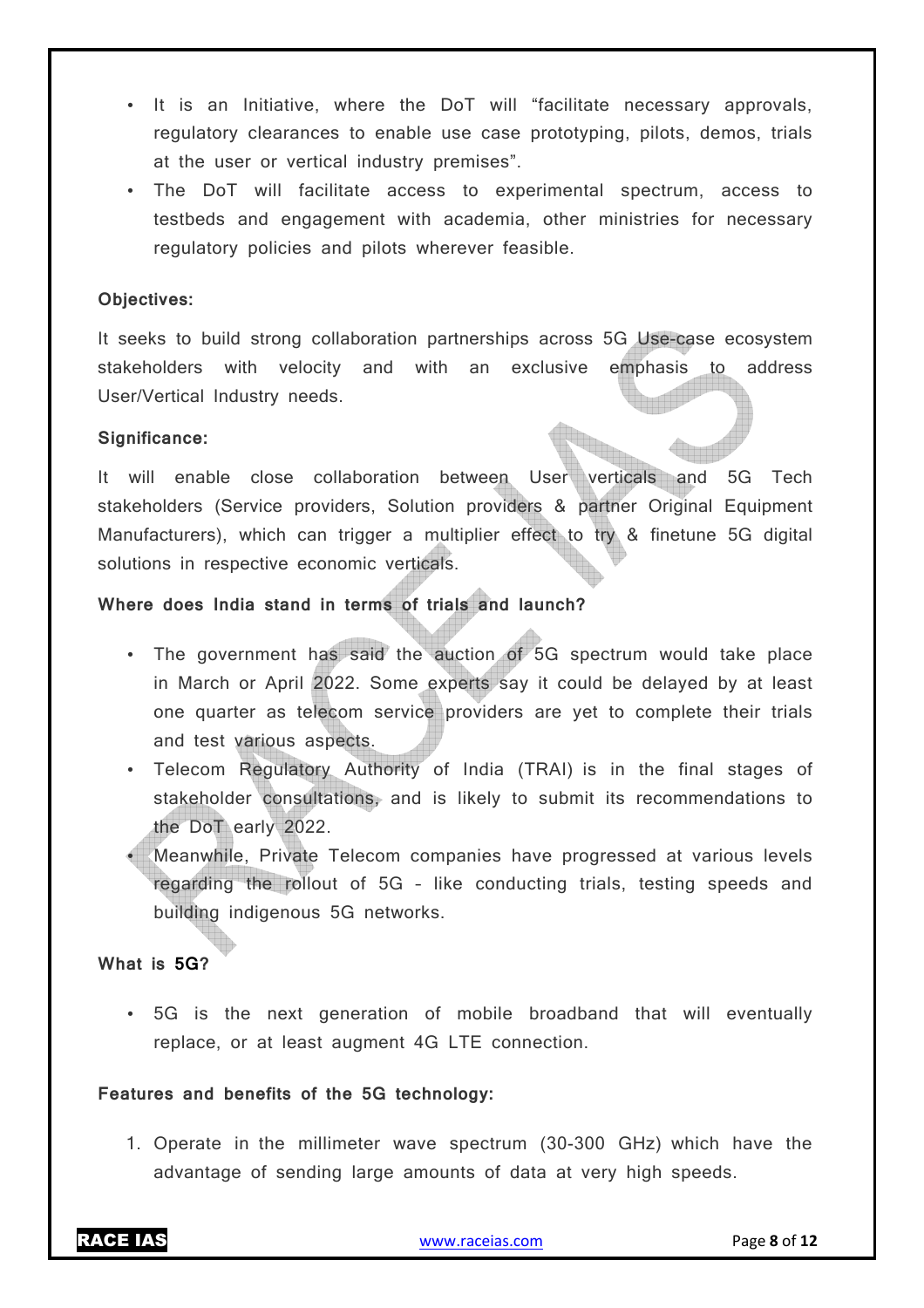- It is an Initiative, where the DoT will "facilitate necessary approvals, regulatory clearances to enable use case prototyping, pilots, demos, trials at the user or vertical industry premises".
- The DoT will facilitate access to experimental spectrum, access to testbeds and engagement with academia, other ministries for necessary regulatory policies and pilots wherever feasible.

**Objectives:**

It seeks to build strong collaboration partnerships across 5G Use-case ecosystem stakeholders with velocity and with an exclusive emphasis to address User/Vertical Industry needs.

**Significance:**

It will enable close collaboration between User verticals and 5G Tech stakeholders (Service providers, Solution providers & partner Original Equipment Manufacturers), which can trigger a multiplier effect to try & finetune 5G digital solutions in respective economic verticals.

**Where does India stand in terms of trials and launch?**

- The government has said the auction of 5G spectrum would take place in March or April 2022. Some experts say it could be delayed by at least one quarter as telecom service providers are yet to complete their trials and test various aspects.
- Telecom Regulatory Authority of India (TRAI) is in the final stages of stakeholder consultations, and is likely to submit its recommendations to the DoT early 2022.
- Meanwhile, Private Telecom companies have progressed at various levels regarding the rollout of 5G – like conducting trials, testing speeds and building indigenous 5G networks.

**What is 5G?**

- 5G is the next generation of mobile broadband that will eventually replace, or at least augment 4G LTE connection.

**Features and benefits of the 5G technology:**

1. Operate in the millimeter wave spectrum (30-300 GHz) which have the advantage of sending large amounts of data at very high speeds.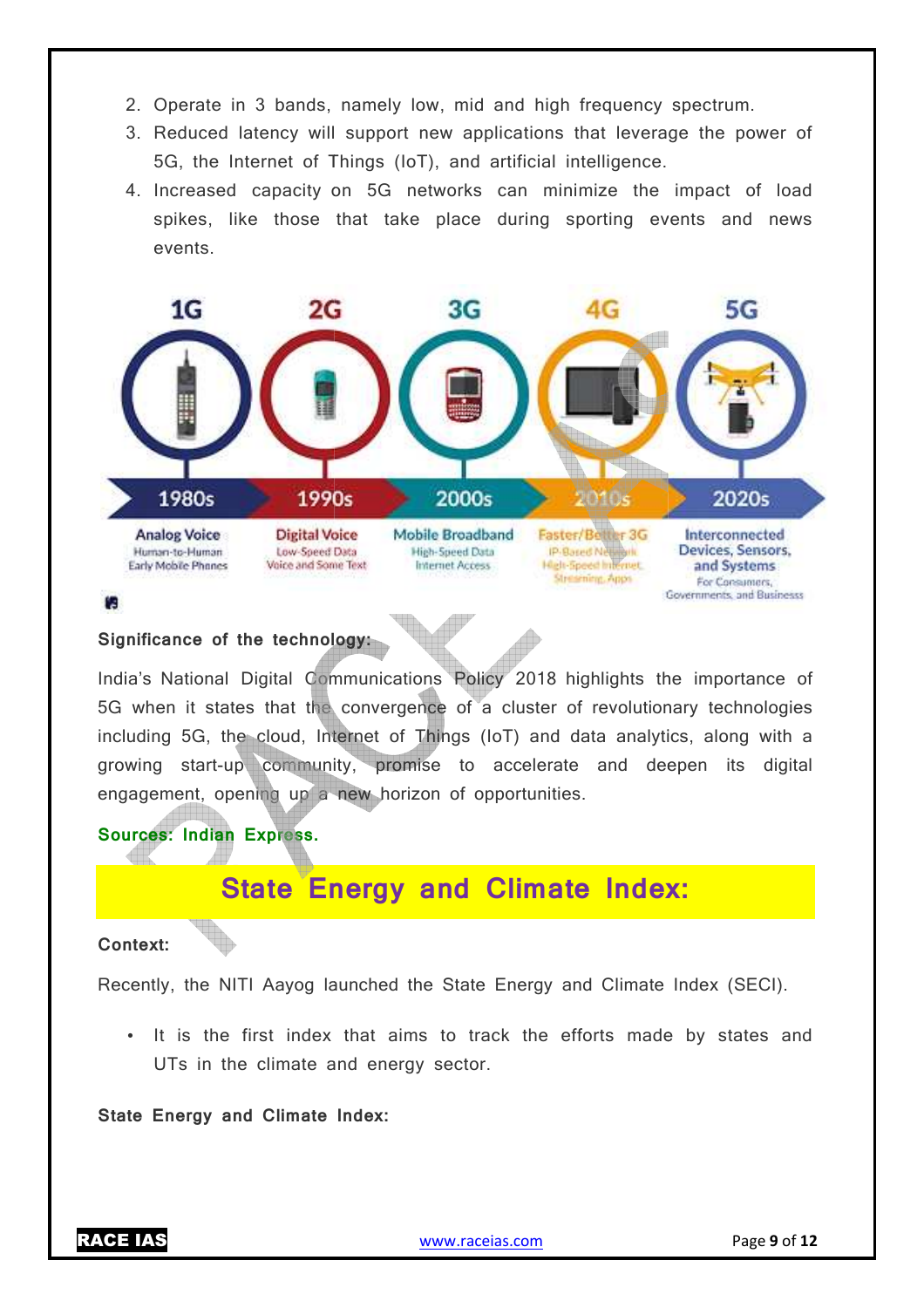2. Operate in 3 bands, namely low, mid and high frequency spectrum.
3. Reduced latency will support new applications that leverage the power of 5G, the Internet of Things (IoT), and artificial intelligence.
4. Increased capacity on 5G networks can minimize the impact of load spikes, like those that take place during sporting events and news events.

**Significance of the technology:**

India's National Digital Communications Policy 2018 highlights the importance of 5G when it states that the convergence of a cluster of revolutionary technologies including 5G, the cloud, Internet of Things (IoT) and data analytics, along with a growing start-up community, promise to accelerate and deepen its digital engagement, opening up a new horizon of opportunities.

**Sources: Indian Express.**

## State Energy and Climate Index:

**Context:**

Recently, the NITI Aayog launched the State Energy and Climate Index (SECI).

- It is the first index that aims to track the efforts made by states and UTs in the climate and energy sector.

**State Energy and Climate Index:**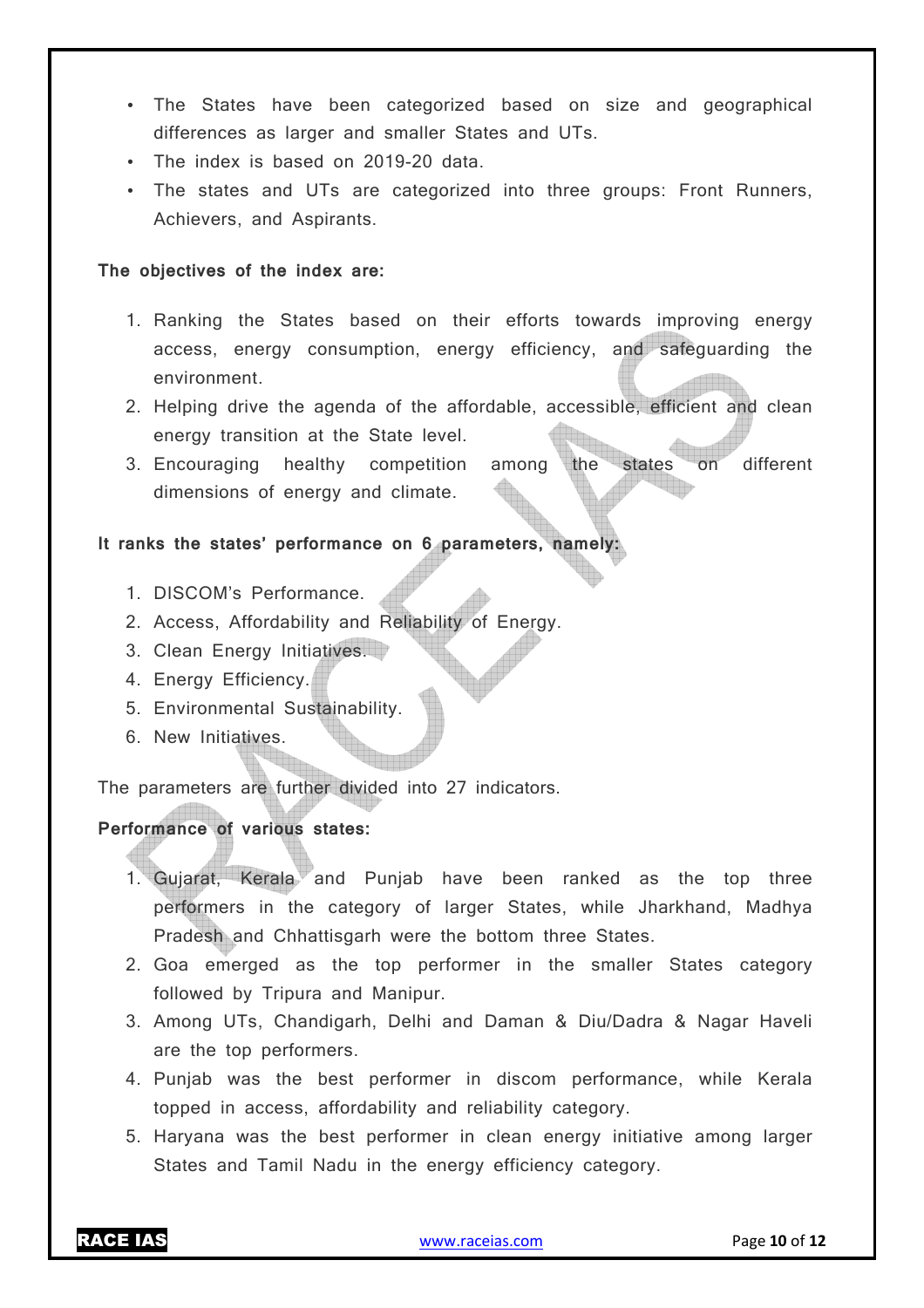- The States have been categorized based on size and geographical differences as larger and smaller States and UTs.
- The index is based on 2019-20 data.
- The states and UTs are categorized into three groups: Front Runners, Achievers, and Aspirants.

**The objectives of the index are:**

1. Ranking the States based on their efforts towards improving energy access, energy consumption, energy efficiency, and safeguarding the environment.
2. Helping drive the agenda of the affordable, accessible, efficient and clean energy transition at the State level.
3. Encouraging healthy competition among the states on different dimensions of energy and climate.

**It ranks the states' performance on 6 parameters, namely:**

1. DISCOM's Performance.
2. Access, Affordability and Reliability of Energy.
3. Clean Energy Initiatives.
4. Energy Efficiency.
5. Environmental Sustainability.
6. New Initiatives.

The parameters are further divided into 27 indicators.

**Performance of various states:**

1. Gujarat, Kerala and Punjab have been ranked as the top three performers in the category of larger States, while Jharkhand, Madhya Pradesh and Chhattisgarh were the bottom three States.
2. Goa emerged as the top performer in the smaller States category followed by Tripura and Manipur.
3. Among UTs, Chandigarh, Delhi and Daman & Diu/Dadra & Nagar Haveli are the top performers.
4. Punjab was the best performer in discom performance, while Kerala topped in access, affordability and reliability category.
5. Haryana was the best performer in clean energy initiative among larger States and Tamil Nadu in the energy efficiency category.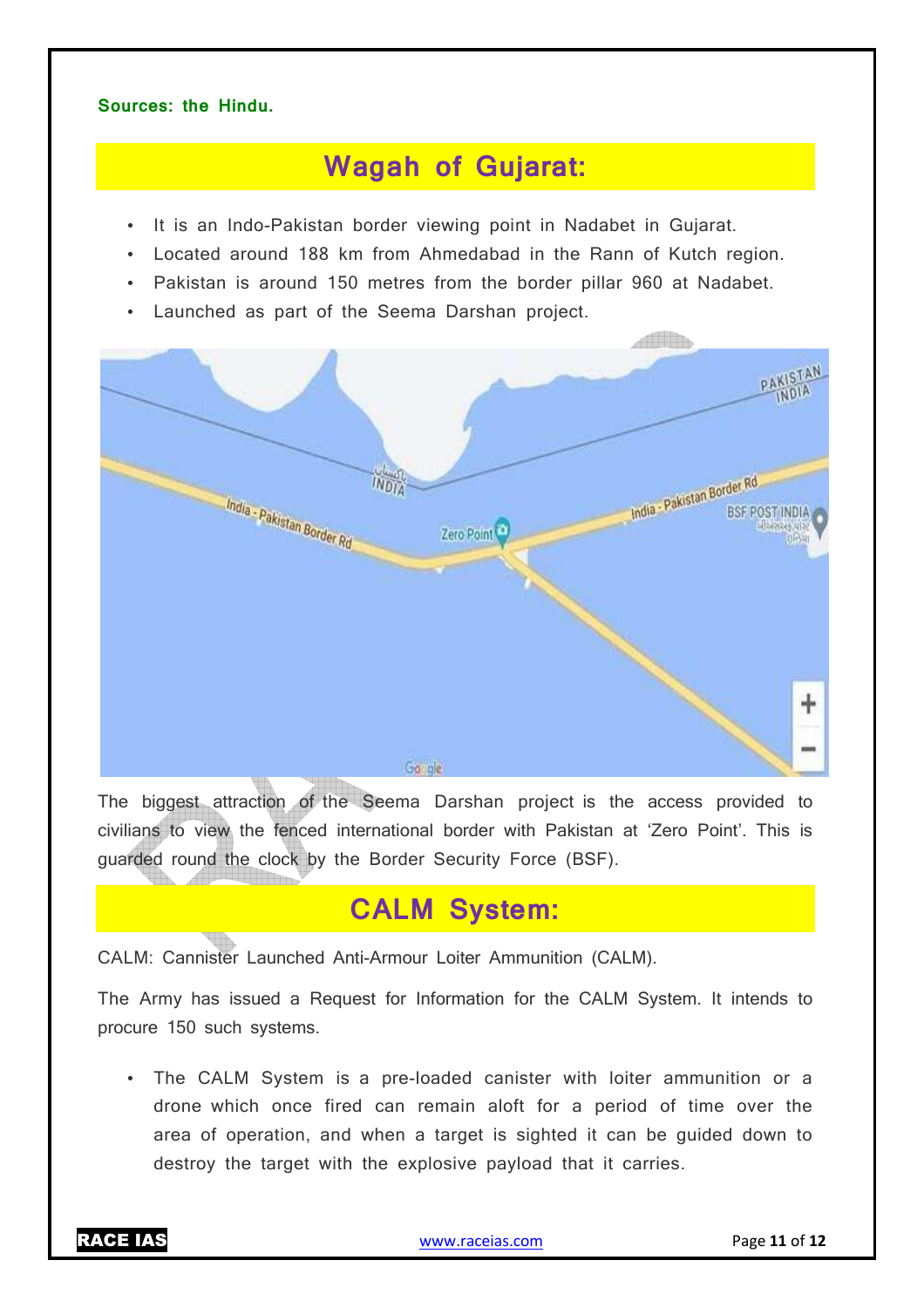**Sources: the Hindu.**

## Wagah of Gujarat:

- It is an Indo-Pakistan border viewing point in Nadabet in Gujarat.
- Located around 188 km from Ahmedabad in the Rann of Kutch region.
- Pakistan is around 150 metres from the border pillar 960 at Nadabet.
- Launched as part of the Seema Darshan project.

The biggest attraction of the Seema Darshan project is the access provided to civilians to view the fenced international border with Pakistan at 'Zero Point'. This is guarded round the clock by the Border Security Force (BSF).

## CALM System:

CALM: Cannister Launched Anti-Armour Loiter Ammunition (CALM).

The Army has issued a Request for Information for the CALM System. It intends to procure 150 such systems.

- The CALM System is a pre-loaded canister with loiter ammunition or a drone which once fired can remain aloft for a period of time over the area of operation, and when a target is sighted it can be guided down to destroy the target with the explosive payload that it carries.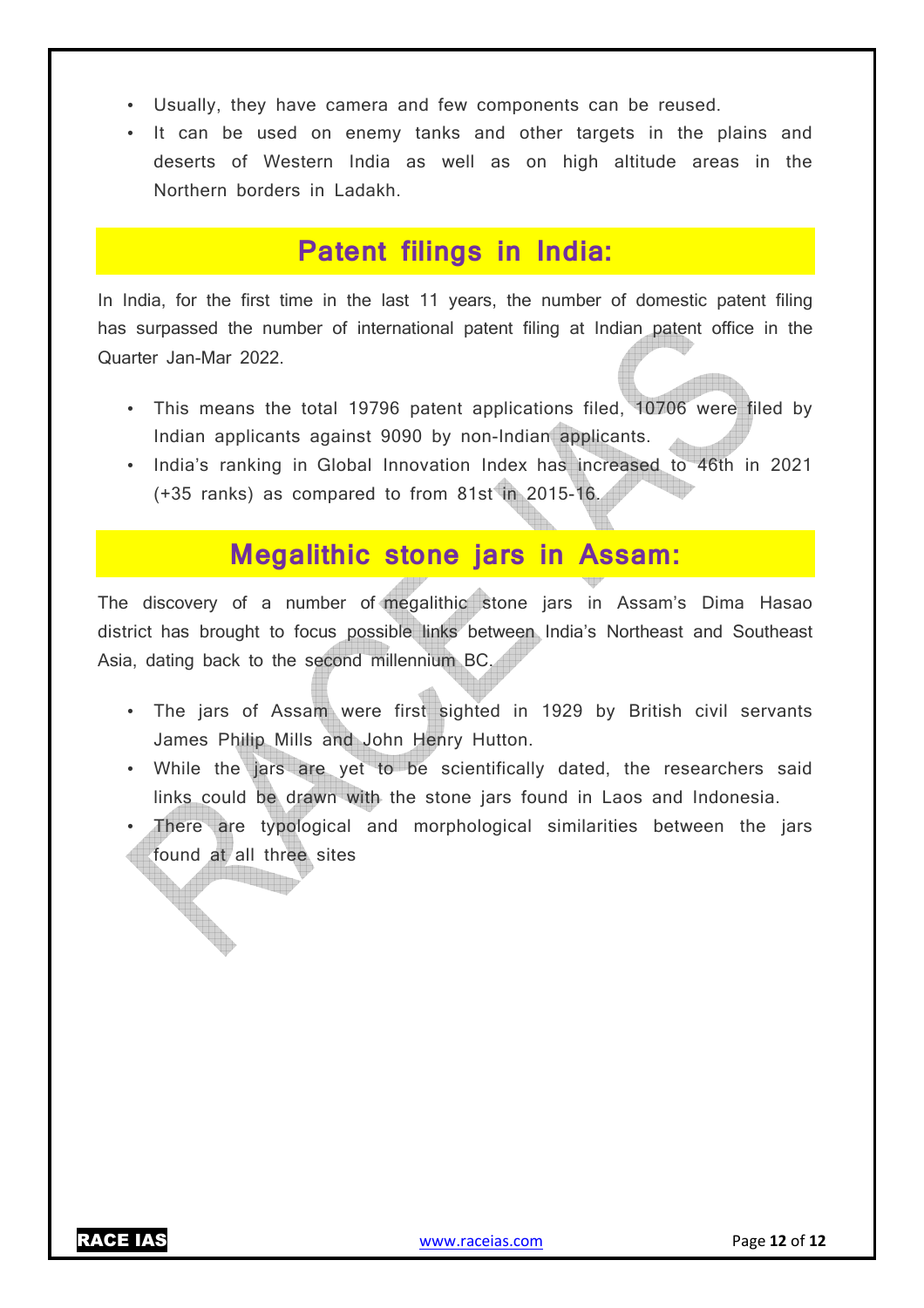- Usually, they have camera and few components can be reused.
- It can be used on enemy tanks and other targets in the plains and deserts of Western India as well as on high altitude areas in the Northern borders in Ladakh.

## Patent filings in India:

In India, for the first time in the last 11 years, the number of domestic patent filing has surpassed the number of international patent filing at Indian patent office in the Quarter Jan-Mar 2022.

- This means the total 19796 patent applications filed, 10706 were filed by Indian applicants against 9090 by non-Indian applicants.
- India's ranking in Global Innovation Index has increased to 46th in 2021 (+35 ranks) as compared to from 81st in 2015-16.

## Megalithic stone jars in Assam:

The discovery of a number of megalithic stone jars in Assam's Dima Hasao district has brought to focus possible links between India's Northeast and Southeast Asia, dating back to the second millennium BC.

- The jars of Assam were first sighted in 1929 by British civil servants James Philip Mills and John Henry Hutton.
- While the jars are yet to be scientifically dated, the researchers said links could be drawn with the stone jars found in Laos and Indonesia.
- There are typological and morphological similarities between the jars found at all three sites